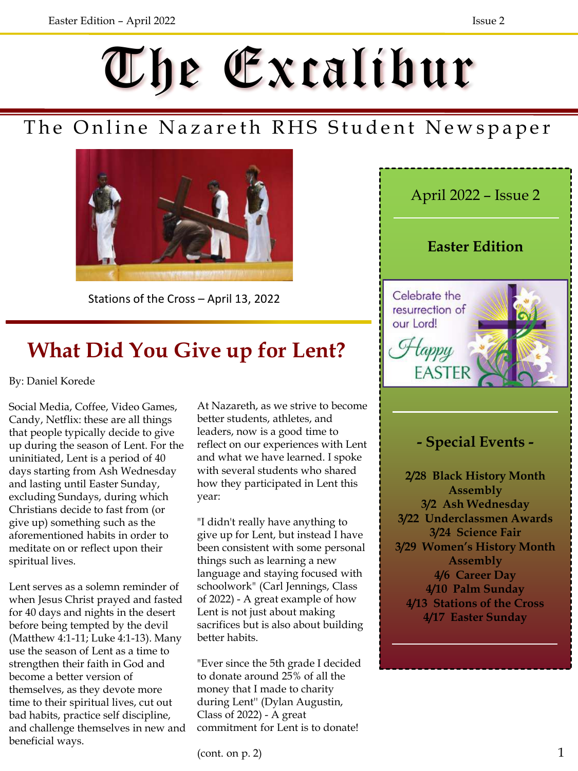# The Excalibur

The Online Nazareth RHS Student Newspaper

Stations of the Cross – April 13, 2022

April 2022 – Issue 2

**Easter Edition**

Celebrate the resurrection of our Lord! Happy EASTER

## - Special Events -

**2/28 Black History Month Assembly**
**3/2 Ash Wednesday**
**3/22 Underclassmen Awards**
**3/24 Science Fair**
**3/29 Women's History Month Assembly**
**4/6 Career Day**
**4/10 Palm Sunday**
**4/13 Stations of the Cross**
**4/17 Easter Sunday**

## What Did You Give up for Lent?

By: Daniel Korede

Social Media, Coffee, Video Games, Candy, Netflix: these are all things that people typically decide to give up during the season of Lent. For the uninitiated, Lent is a period of 40 days starting from Ash Wednesday and lasting until Easter Sunday, excluding Sundays, during which Christians decide to fast from (or give up) something such as the aforementioned habits in order to meditate on or reflect upon their spiritual lives.

Lent serves as a solemn reminder of when Jesus Christ prayed and fasted for 40 days and nights in the desert before being tempted by the devil (Matthew 4:1-11; Luke 4:1-13). Many use the season of Lent as a time to strengthen their faith in God and become a better version of themselves, as they devote more time to their spiritual lives, cut out bad habits, practice self discipline, and challenge themselves in new and beneficial ways.

At Nazareth, as we strive to become better students, athletes, and leaders, now is a good time to reflect on our experiences with Lent and what we have learned. I spoke with several students who shared how they participated in Lent this year:

"I didn't really have anything to give up for Lent, but instead I have been consistent with some personal things such as learning a new language and staying focused with schoolwork" (Carl Jennings, Class of 2022) - A great example of how Lent is not just about making sacrifices but is also about building better habits.

"Ever since the 5th grade I decided to donate around 25% of all the money that I made to charity during Lent" (Dylan Augustin, Class of 2022) - A great commitment for Lent is to donate!

(cont. on p. 2)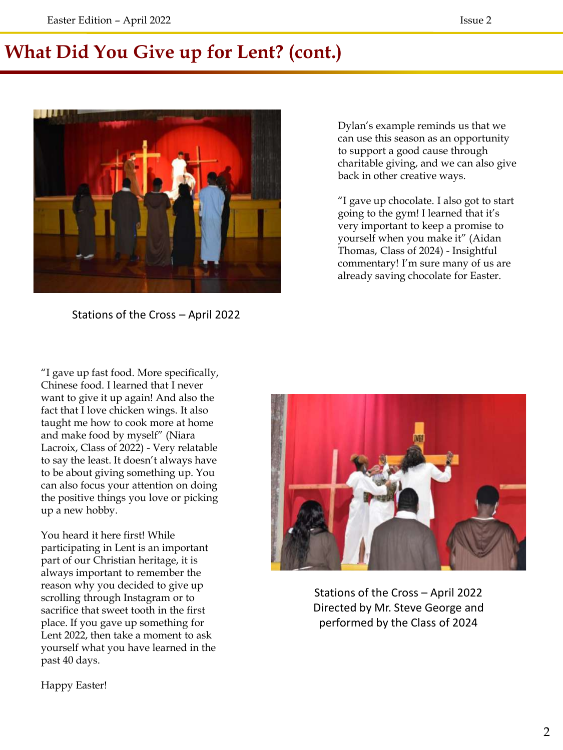# What Did You Give up for Lent? (cont.)

Stations of the Cross – April 2022

Dylan's example reminds us that we can use this season as an opportunity to support a good cause through charitable giving, and we can also give back in other creative ways.

"I gave up chocolate. I also got to start going to the gym! I learned that it's very important to keep a promise to yourself when you make it" (Aidan Thomas, Class of 2024) - Insightful commentary! I'm sure many of us are already saving chocolate for Easter.

"I gave up fast food. More specifically, Chinese food. I learned that I never want to give it up again! And also the fact that I love chicken wings. It also taught me how to cook more at home and make food by myself" (Niara Lacroix, Class of 2022) - Very relatable to say the least. It doesn't always have to be about giving something up. You can also focus your attention on doing the positive things you love or picking up a new hobby.

You heard it here first! While participating in Lent is an important part of our Christian heritage, it is always important to remember the reason why you decided to give up scrolling through Instagram or to sacrifice that sweet tooth in the first place. If you gave up something for Lent 2022, then take a moment to ask yourself what you have learned in the past 40 days.

Happy Easter!

Stations of the Cross – April 2022
Directed by Mr. Steve George and performed by the Class of 2024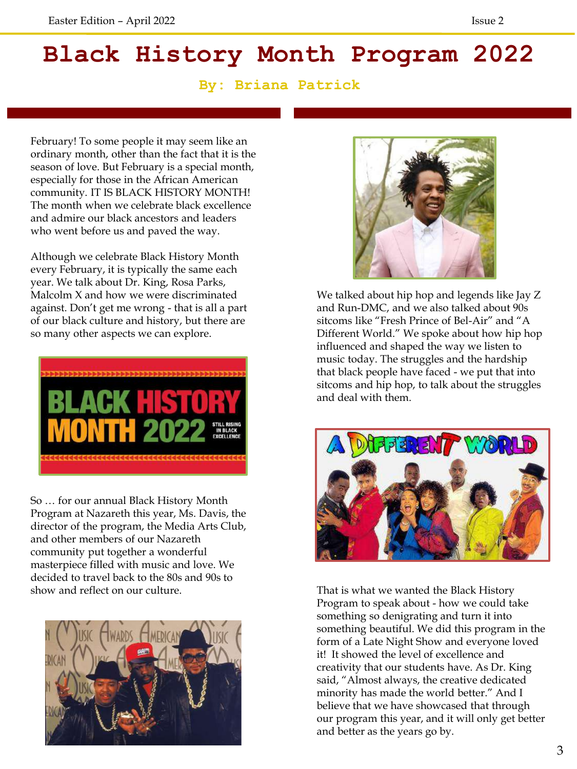# Black History Month Program 2022

**By: Briana Patrick**

February! To some people it may seem like an ordinary month, other than the fact that it is the season of love. But February is a special month, especially for those in the African American community. IT IS BLACK HISTORY MONTH! The month when we celebrate black excellence and admire our black ancestors and leaders who went before us and paved the way.

Although we celebrate Black History Month every February, it is typically the same each year. We talk about Dr. King, Rosa Parks, Malcolm X and how we were discriminated against. Don't get me wrong - that is all a part of our black culture and history, but there are so many other aspects we can explore.

So … for our annual Black History Month Program at Nazareth this year, Ms. Davis, the director of the program, the Media Arts Club, and other members of our Nazareth community put together a wonderful masterpiece filled with music and love. We decided to travel back to the 80s and 90s to show and reflect on our culture.

We talked about hip hop and legends like Jay Z and Run-DMC, and we also talked about 90s sitcoms like "Fresh Prince of Bel-Air" and "A Different World." We spoke about how hip hop influenced and shaped the way we listen to music today. The struggles and the hardship that black people have faced - we put that into sitcoms and hip hop, to talk about the struggles and deal with them.

That is what we wanted the Black History Program to speak about - how we could take something so denigrating and turn it into something beautiful. We did this program in the form of a Late Night Show and everyone loved it! It showed the level of excellence and creativity that our students have. As Dr. King said, "Almost always, the creative dedicated minority has made the world better." And I believe that we have showcased that through our program this year, and it will only get better and better as the years go by.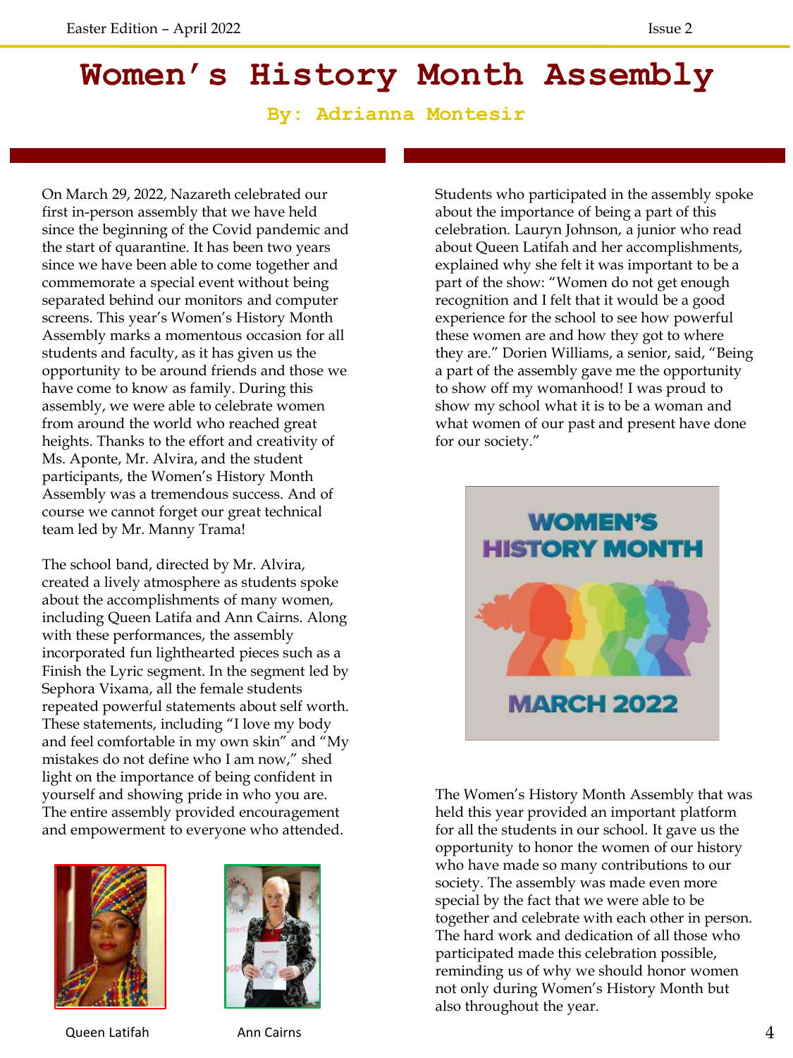# Women's History Month Assembly

**By: Adrianna Montesir**

On March 29, 2022, Nazareth celebrated our first in-person assembly that we have held since the beginning of the Covid pandemic and the start of quarantine. It has been two years since we have been able to come together and commemorate a special event without being separated behind our monitors and computer screens. This year's Women's History Month Assembly marks a momentous occasion for all students and faculty, as it has given us the opportunity to be around friends and those we have come to know as family. During this assembly, we were able to celebrate women from around the world who reached great heights. Thanks to the effort and creativity of Ms. Aponte, Mr. Alvira, and the student participants, the Women's History Month Assembly was a tremendous success. And of course we cannot forget our great technical team led by Mr. Manny Trama!

The school band, directed by Mr. Alvira, created a lively atmosphere as students spoke about the accomplishments of many women, including Queen Latifa and Ann Cairns. Along with these performances, the assembly incorporated fun lighthearted pieces such as a Finish the Lyric segment. In the segment led by Sephora Vixama, all the female students repeated powerful statements about self worth. These statements, including "I love my body and feel comfortable in my own skin" and "My mistakes do not define who I am now," shed light on the importance of being confident in yourself and showing pride in who you are. The entire assembly provided encouragement and empowerment to everyone who attended.

Queen Latifah

Ann Cairns

Students who participated in the assembly spoke about the importance of being a part of this celebration. Lauryn Johnson, a junior who read about Queen Latifah and her accomplishments, explained why she felt it was important to be a part of the show: "Women do not get enough recognition and I felt that it would be a good experience for the school to see how powerful these women are and how they got to where they are." Dorien Williams, a senior, said, "Being a part of the assembly gave me the opportunity to show off my womanhood! I was proud to show my school what it is to be a woman and what women of our past and present have done for our society."

WOMEN'S HISTORY MONTH

MARCH 2022

The Women's History Month Assembly that was held this year provided an important platform for all the students in our school. It gave us the opportunity to honor the women of our history who have made so many contributions to our society. The assembly was made even more special by the fact that we were able to be together and celebrate with each other in person. The hard work and dedication of all those who participated made this celebration possible, reminding us of why we should honor women not only during Women's History Month but also throughout the year.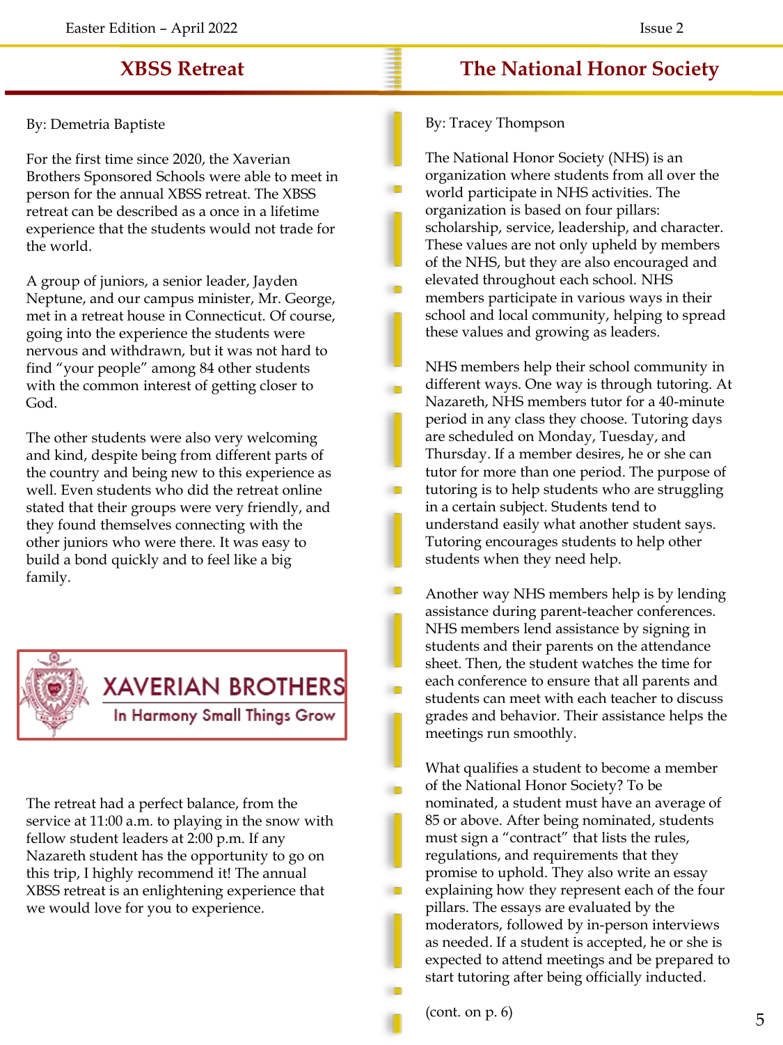## XBSS Retreat

By: Demetria Baptiste

For the first time since 2020, the Xaverian Brothers Sponsored Schools were able to meet in person for the annual XBSS retreat. The XBSS retreat can be described as a once in a lifetime experience that the students would not trade for the world.

A group of juniors, a senior leader, Jayden Neptune, and our campus minister, Mr. George, met in a retreat house in Connecticut. Of course, going into the experience the students were nervous and withdrawn, but it was not hard to find "your people" among 84 other students with the common interest of getting closer to God.

The other students were also very welcoming and kind, despite being from different parts of the country and being new to this experience as well. Even students who did the retreat online stated that their groups were very friendly, and they found themselves connecting with the other juniors who were there. It was easy to build a bond quickly and to feel like a big family.

XAVERIAN BROTHERS
In Harmony Small Things Grow

The retreat had a perfect balance, from the service at 11:00 a.m. to playing in the snow with fellow student leaders at 2:00 p.m. If any Nazareth student has the opportunity to go on this trip, I highly recommend it! The annual XBSS retreat is an enlightening experience that we would love for you to experience.

## The National Honor Society

By: Tracey Thompson

The National Honor Society (NHS) is an organization where students from all over the world participate in NHS activities. The organization is based on four pillars: scholarship, service, leadership, and character. These values are not only upheld by members of the NHS, but they are also encouraged and elevated throughout each school. NHS members participate in various ways in their school and local community, helping to spread these values and growing as leaders.

NHS members help their school community in different ways. One way is through tutoring. At Nazareth, NHS members tutor for a 40-minute period in any class they choose. Tutoring days are scheduled on Monday, Tuesday, and Thursday. If a member desires, he or she can tutor for more than one period. The purpose of tutoring is to help students who are struggling in a certain subject. Students tend to understand easily what another student says. Tutoring encourages students to help other students when they need help.

Another way NHS members help is by lending assistance during parent-teacher conferences. NHS members lend assistance by signing in students and their parents on the attendance sheet. Then, the student watches the time for each conference to ensure that all parents and students can meet with each teacher to discuss grades and behavior. Their assistance helps the meetings run smoothly.

What qualifies a student to become a member of the National Honor Society? To be nominated, a student must have an average of 85 or above. After being nominated, students must sign a "contract" that lists the rules, regulations, and requirements that they promise to uphold. They also write an essay explaining how they represent each of the four pillars. The essays are evaluated by the moderators, followed by in-person interviews as needed. If a student is accepted, he or she is expected to attend meetings and be prepared to start tutoring after being officially inducted.

(cont. on p. 6)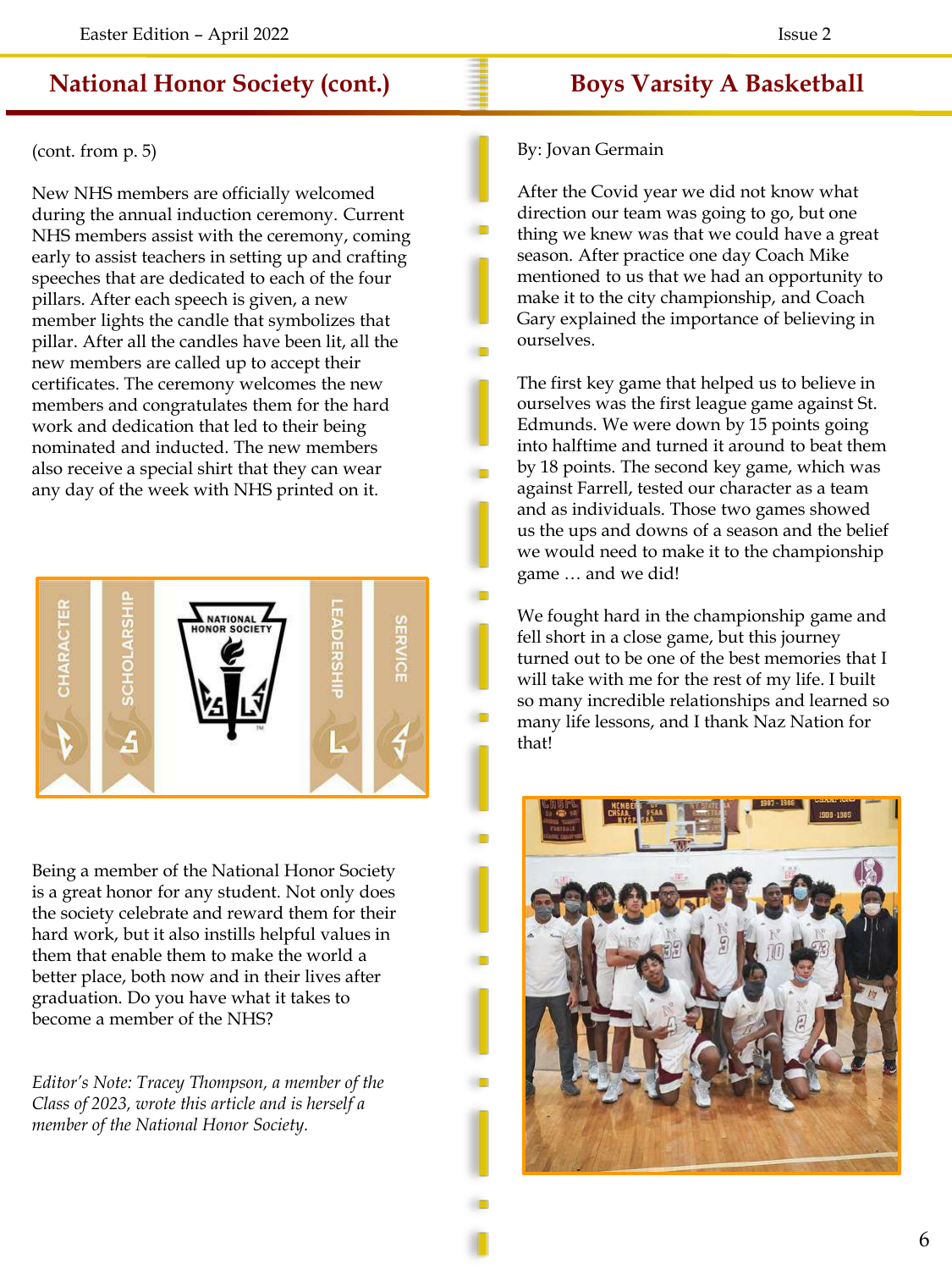## National Honor Society (cont.)

(cont. from p. 5)

New NHS members are officially welcomed during the annual induction ceremony. Current NHS members assist with the ceremony, coming early to assist teachers in setting up and crafting speeches that are dedicated to each of the four pillars. After each speech is given, a new member lights the candle that symbolizes that pillar. After all the candles have been lit, all the new members are called up to accept their certificates. The ceremony welcomes the new members and congratulates them for the hard work and dedication that led to their being nominated and inducted. The new members also receive a special shirt that they can wear any day of the week with NHS printed on it.

Being a member of the National Honor Society is a great honor for any student. Not only does the society celebrate and reward them for their hard work, but it also instills helpful values in them that enable them to make the world a better place, both now and in their lives after graduation. Do you have what it takes to become a member of the NHS?

*Editor's Note: Tracey Thompson, a member of the Class of 2023, wrote this article and is herself a member of the National Honor Society.*

## Boys Varsity A Basketball

By: Jovan Germain

After the Covid year we did not know what direction our team was going to go, but one thing we knew was that we could have a great season. After practice one day Coach Mike mentioned to us that we had an opportunity to make it to the city championship, and Coach Gary explained the importance of believing in ourselves.

The first key game that helped us to believe in ourselves was the first league game against St. Edmunds. We were down by 15 points going into halftime and turned it around to beat them by 18 points. The second key game, which was against Farrell, tested our character as a team and as individuals. Those two games showed us the ups and downs of a season and the belief we would need to make it to the championship game … and we did!

We fought hard in the championship game and fell short in a close game, but this journey turned out to be one of the best memories that I will take with me for the rest of my life. I built so many incredible relationships and learned so many life lessons, and I thank Naz Nation for that!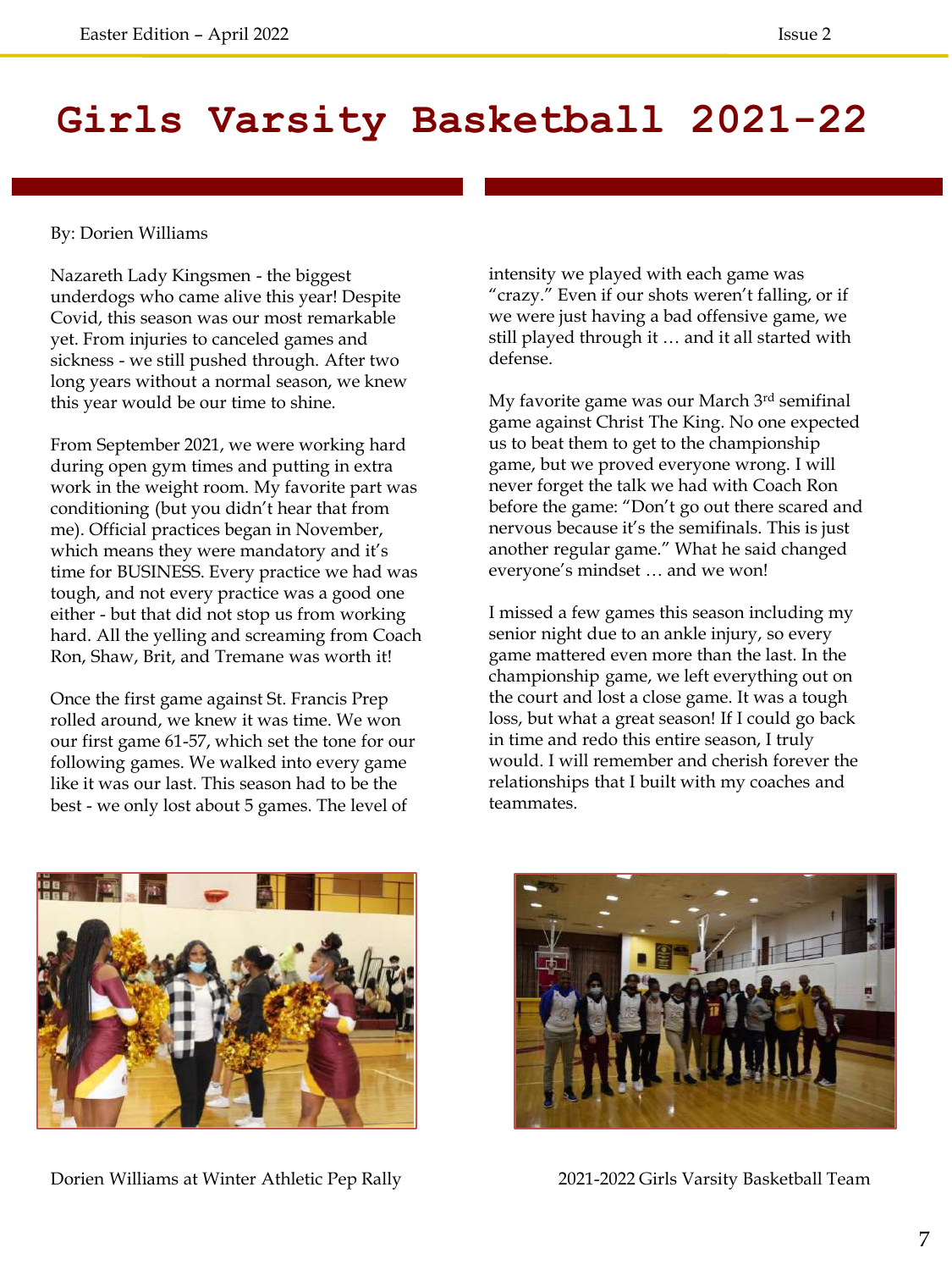# Girls Varsity Basketball 2021-22

By: Dorien Williams

Nazareth Lady Kingsmen - the biggest underdogs who came alive this year! Despite Covid, this season was our most remarkable yet. From injuries to canceled games and sickness - we still pushed through. After two long years without a normal season, we knew this year would be our time to shine.

From September 2021, we were working hard during open gym times and putting in extra work in the weight room. My favorite part was conditioning (but you didn't hear that from me). Official practices began in November, which means they were mandatory and it's time for BUSINESS. Every practice we had was tough, and not every practice was a good one either - but that did not stop us from working hard. All the yelling and screaming from Coach Ron, Shaw, Brit, and Tremane was worth it!

Once the first game against St. Francis Prep rolled around, we knew it was time. We won our first game 61-57, which set the tone for our following games. We walked into every game like it was our last. This season had to be the best - we only lost about 5 games. The level of intensity we played with each game was "crazy." Even if our shots weren't falling, or if we were just having a bad offensive game, we still played through it … and it all started with defense.

My favorite game was our March 3rd semifinal game against Christ The King. No one expected us to beat them to get to the championship game, but we proved everyone wrong. I will never forget the talk we had with Coach Ron before the game: "Don't go out there scared and nervous because it's the semifinals. This is just another regular game." What he said changed everyone's mindset … and we won!

I missed a few games this season including my senior night due to an ankle injury, so every game mattered even more than the last. In the championship game, we left everything out on the court and lost a close game. It was a tough loss, but what a great season! If I could go back in time and redo this entire season, I truly would. I will remember and cherish forever the relationships that I built with my coaches and teammates.

Dorien Williams at Winter Athletic Pep Rally

2021-2022 Girls Varsity Basketball Team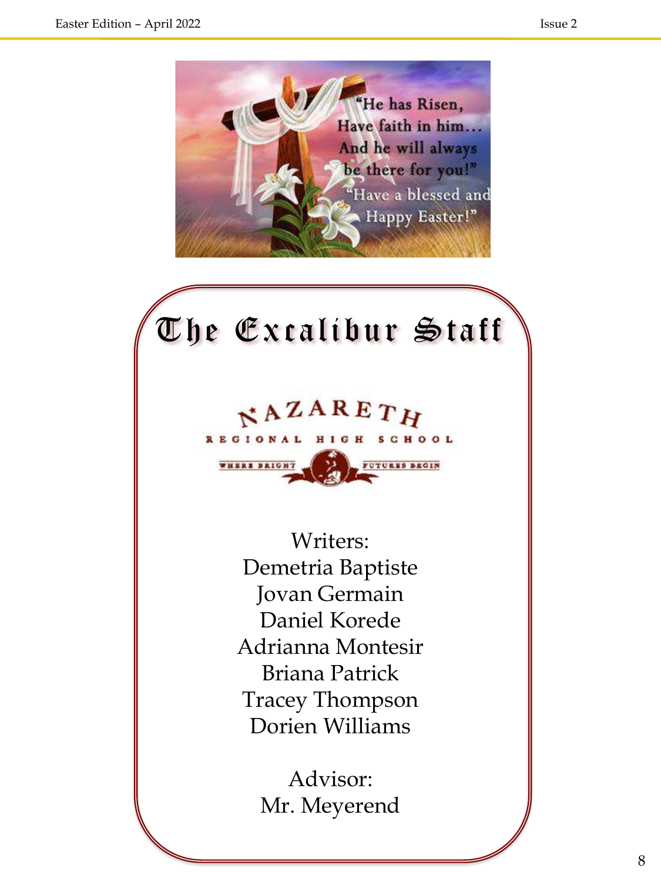"He has Risen,
Have faith in him…
And he will always
be there for you!"
"Have a blessed and
Happy Easter!"

# The Excalibur Staff

NAZARETH
REGIONAL HIGH SCHOOL
WHERE BRIGHT FUTURES BEGIN

Writers:
Demetria Baptiste
Jovan Germain
Daniel Korede
Adrianna Montesir
Briana Patrick
Tracey Thompson
Dorien Williams

Advisor:
Mr. Meyerend